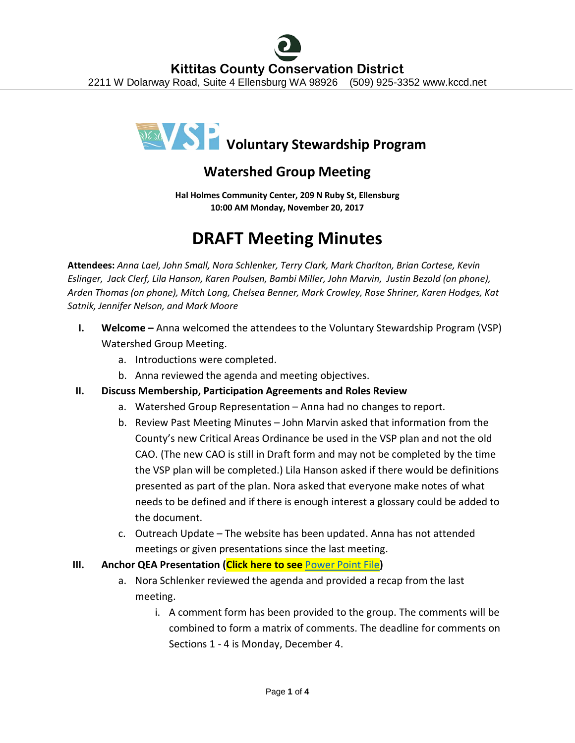# Kittitas County Conservation District

2211 W Dolarway Road, Suite 4 Ellensburg WA 98926 (509) 925-3352 www.kccd.net

## Voluntary Stewardship Program

## Watershed Group Meeting

**Hal Holmes Community Center, 209 N Ruby St, Ellensburg**
**10:00 AM Monday, November 20, 2017**

# DRAFT Meeting Minutes

**Attendees:** *Anna Lael, John Small, Nora Schlenker, Terry Clark, Mark Charlton, Brian Cortese, Kevin Eslinger, Jack Clerf, Lila Hanson, Karen Poulsen, Bambi Miller, John Marvin, Justin Bezold (on phone), Arden Thomas (on phone), Mitch Long, Chelsea Benner, Mark Crowley, Rose Shriner, Karen Hodges, Kat Satnik, Jennifer Nelson, and Mark Moore*

I. **Welcome –** Anna welcomed the attendees to the Voluntary Stewardship Program (VSP) Watershed Group Meeting.
   a. Introductions were completed.
   b. Anna reviewed the agenda and meeting objectives.

II. **Discuss Membership, Participation Agreements and Roles Review**
   a. Watershed Group Representation – Anna had no changes to report.
   b. Review Past Meeting Minutes – John Marvin asked that information from the County's new Critical Areas Ordinance be used in the VSP plan and not the old CAO. (The new CAO is still in Draft form and may not be completed by the time the VSP plan will be completed.) Lila Hanson asked if there would be definitions presented as part of the plan. Nora asked that everyone make notes of what needs to be defined and if there is enough interest a glossary could be added to the document.
   c. Outreach Update – The website has been updated. Anna has not attended meetings or given presentations since the last meeting.

III. **Anchor QEA Presentation (Click here to see Power Point File)**
   a. Nora Schlenker reviewed the agenda and provided a recap from the last meeting.
      i. A comment form has been provided to the group. The comments will be combined to form a matrix of comments. The deadline for comments on Sections 1 - 4 is Monday, December 4.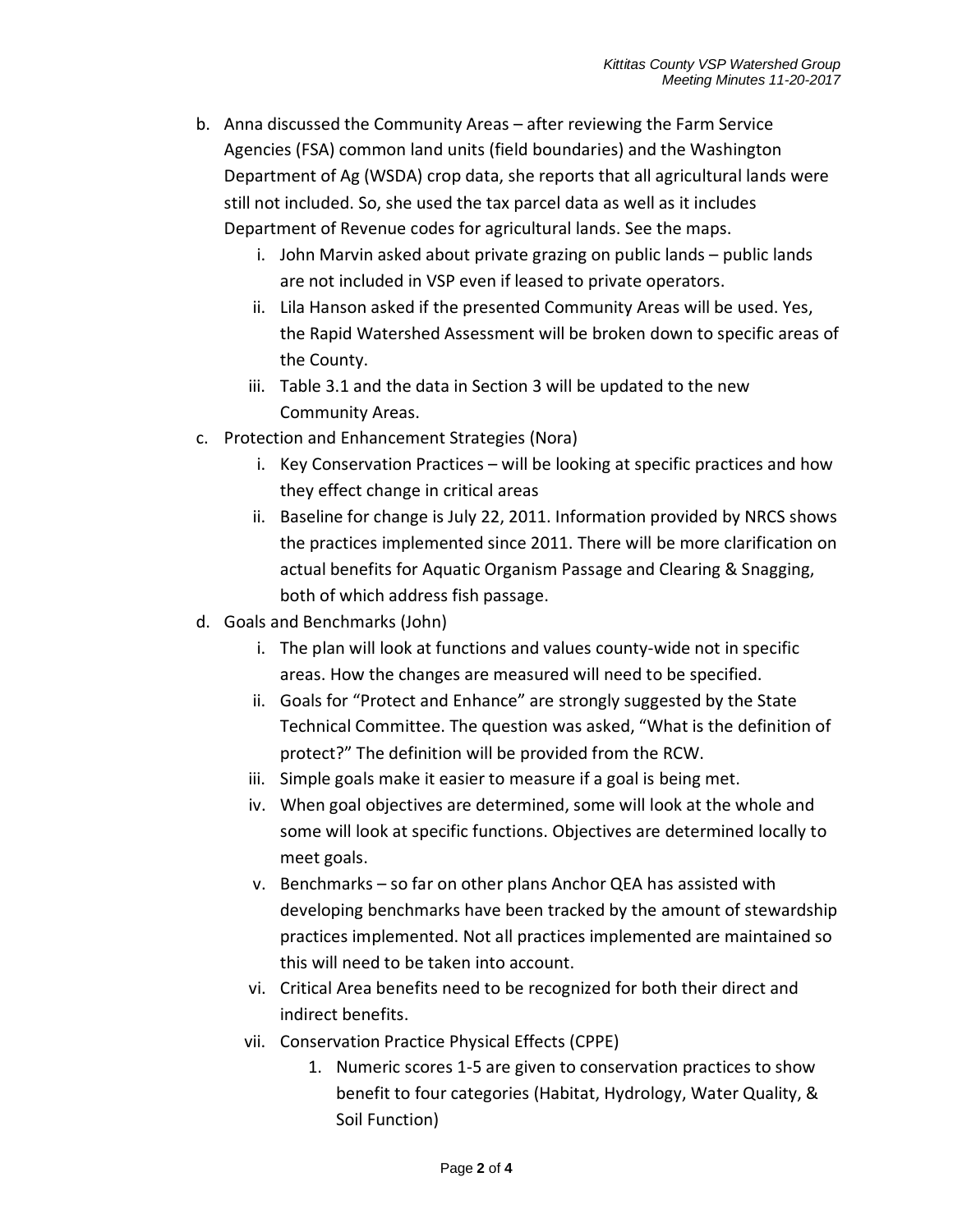b. Anna discussed the Community Areas – after reviewing the Farm Service Agencies (FSA) common land units (field boundaries) and the Washington Department of Ag (WSDA) crop data, she reports that all agricultural lands were still not included. So, she used the tax parcel data as well as it includes Department of Revenue codes for agricultural lands. See the maps.
   i. John Marvin asked about private grazing on public lands – public lands are not included in VSP even if leased to private operators.
   ii. Lila Hanson asked if the presented Community Areas will be used. Yes, the Rapid Watershed Assessment will be broken down to specific areas of the County.
   iii. Table 3.1 and the data in Section 3 will be updated to the new Community Areas.

c. Protection and Enhancement Strategies (Nora)
   i. Key Conservation Practices – will be looking at specific practices and how they effect change in critical areas
   ii. Baseline for change is July 22, 2011. Information provided by NRCS shows the practices implemented since 2011. There will be more clarification on actual benefits for Aquatic Organism Passage and Clearing & Snagging, both of which address fish passage.

d. Goals and Benchmarks (John)
   i. The plan will look at functions and values county-wide not in specific areas. How the changes are measured will need to be specified.
   ii. Goals for "Protect and Enhance" are strongly suggested by the State Technical Committee. The question was asked, "What is the definition of protect?" The definition will be provided from the RCW.
   iii. Simple goals make it easier to measure if a goal is being met.
   iv. When goal objectives are determined, some will look at the whole and some will look at specific functions. Objectives are determined locally to meet goals.
   v. Benchmarks – so far on other plans Anchor QEA has assisted with developing benchmarks have been tracked by the amount of stewardship practices implemented. Not all practices implemented are maintained so this will need to be taken into account.
   vi. Critical Area benefits need to be recognized for both their direct and indirect benefits.
   vii. Conservation Practice Physical Effects (CPPE)
      1. Numeric scores 1-5 are given to conservation practices to show benefit to four categories (Habitat, Hydrology, Water Quality, & Soil Function)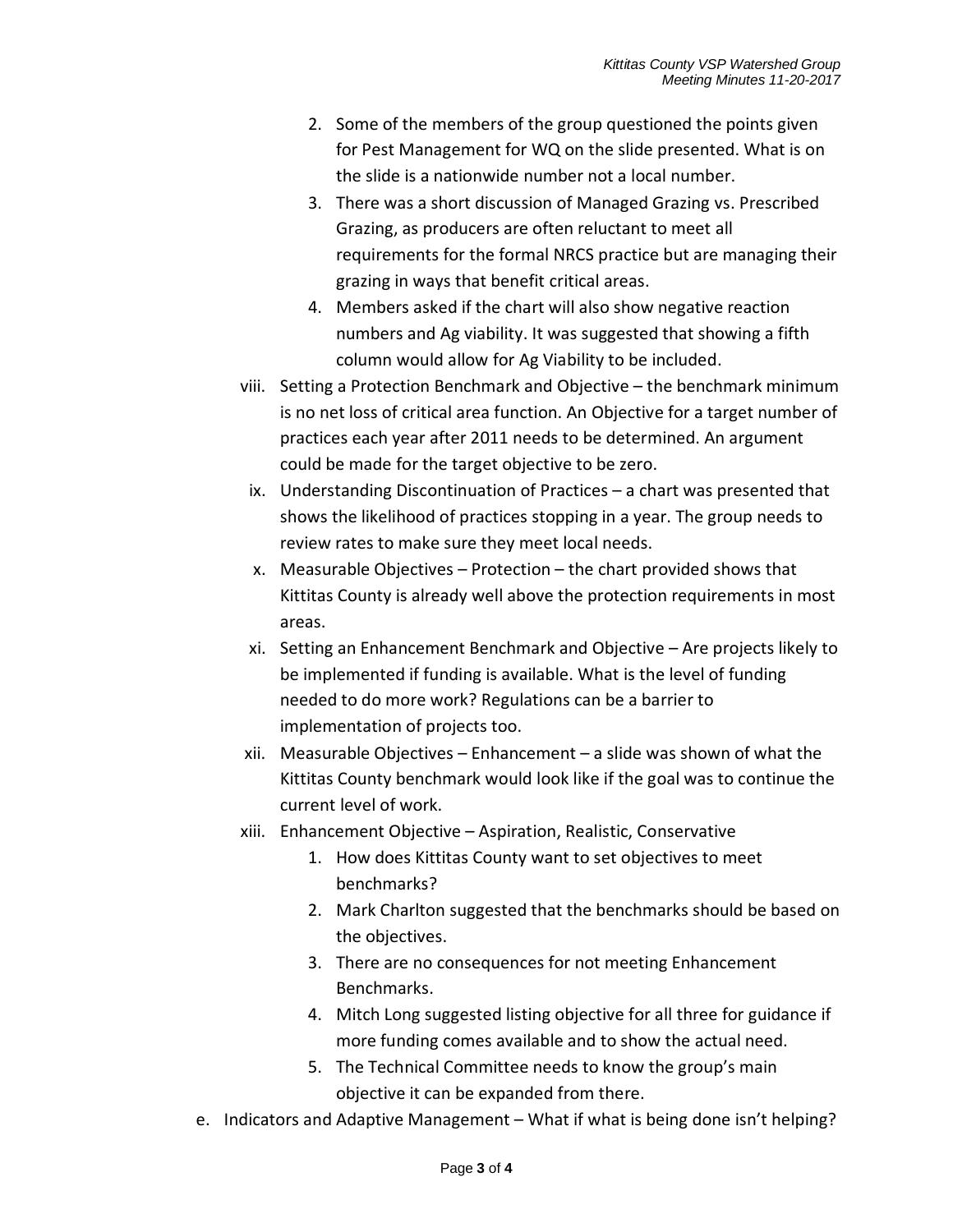2. Some of the members of the group questioned the points given for Pest Management for WQ on the slide presented. What is on the slide is a nationwide number not a local number.
3. There was a short discussion of Managed Grazing vs. Prescribed Grazing, as producers are often reluctant to meet all requirements for the formal NRCS practice but are managing their grazing in ways that benefit critical areas.
4. Members asked if the chart will also show negative reaction numbers and Ag viability. It was suggested that showing a fifth column would allow for Ag Viability to be included.

viii. Setting a Protection Benchmark and Objective – the benchmark minimum is no net loss of critical area function. An Objective for a target number of practices each year after 2011 needs to be determined. An argument could be made for the target objective to be zero.

ix. Understanding Discontinuation of Practices – a chart was presented that shows the likelihood of practices stopping in a year. The group needs to review rates to make sure they meet local needs.

x. Measurable Objectives – Protection – the chart provided shows that Kittitas County is already well above the protection requirements in most areas.

xi. Setting an Enhancement Benchmark and Objective – Are projects likely to be implemented if funding is available. What is the level of funding needed to do more work? Regulations can be a barrier to implementation of projects too.

xii. Measurable Objectives – Enhancement – a slide was shown of what the Kittitas County benchmark would look like if the goal was to continue the current level of work.

xiii. Enhancement Objective – Aspiration, Realistic, Conservative

1. How does Kittitas County want to set objectives to meet benchmarks?
2. Mark Charlton suggested that the benchmarks should be based on the objectives.
3. There are no consequences for not meeting Enhancement Benchmarks.
4. Mitch Long suggested listing objective for all three for guidance if more funding comes available and to show the actual need.
5. The Technical Committee needs to know the group's main objective it can be expanded from there.

e. Indicators and Adaptive Management – What if what is being done isn't helping?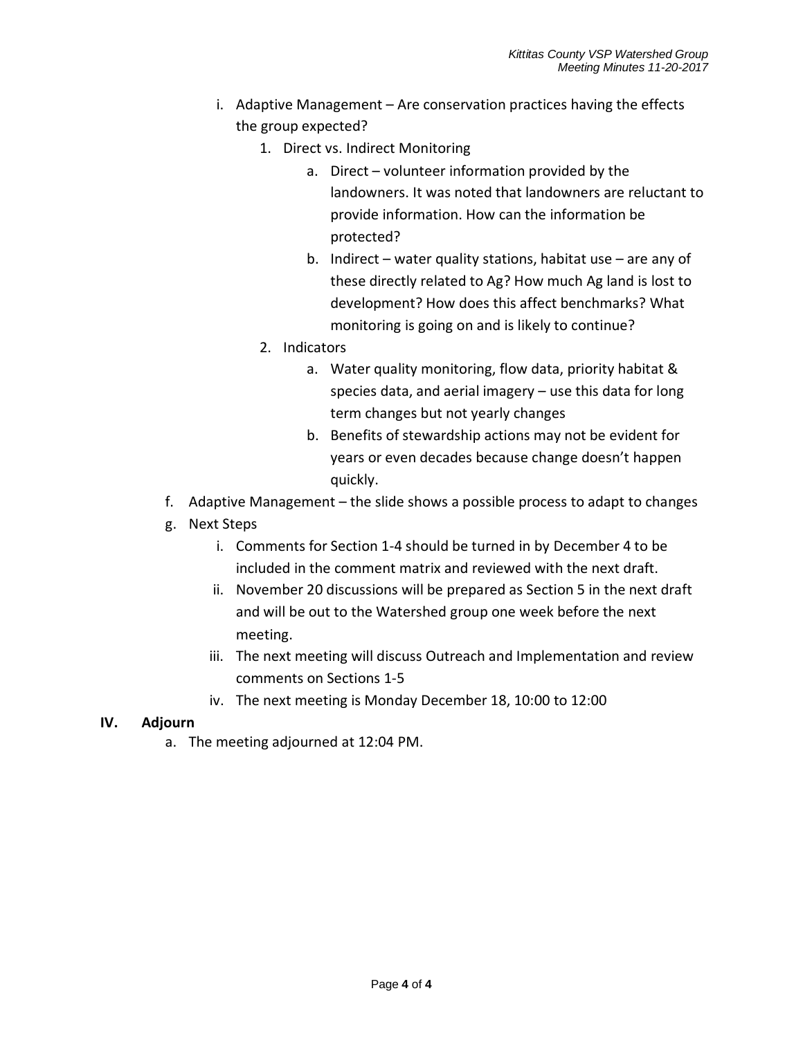- i. Adaptive Management – Are conservation practices having the effects the group expected?
  1. Direct vs. Indirect Monitoring
     - a. Direct – volunteer information provided by the landowners. It was noted that landowners are reluctant to provide information. How can the information be protected?
     - b. Indirect – water quality stations, habitat use – are any of these directly related to Ag? How much Ag land is lost to development? How does this affect benchmarks? What monitoring is going on and is likely to continue?
  2. Indicators
     - a. Water quality monitoring, flow data, priority habitat & species data, and aerial imagery – use this data for long term changes but not yearly changes
     - b. Benefits of stewardship actions may not be evident for years or even decades because change doesn't happen quickly.

f. Adaptive Management – the slide shows a possible process to adapt to changes

g. Next Steps

- i. Comments for Section 1-4 should be turned in by December 4 to be included in the comment matrix and reviewed with the next draft.
- ii. November 20 discussions will be prepared as Section 5 in the next draft and will be out to the Watershed group one week before the next meeting.
- iii. The next meeting will discuss Outreach and Implementation and review comments on Sections 1-5
- iv. The next meeting is Monday December 18, 10:00 to 12:00

## IV. Adjourn

a. The meeting adjourned at 12:04 PM.